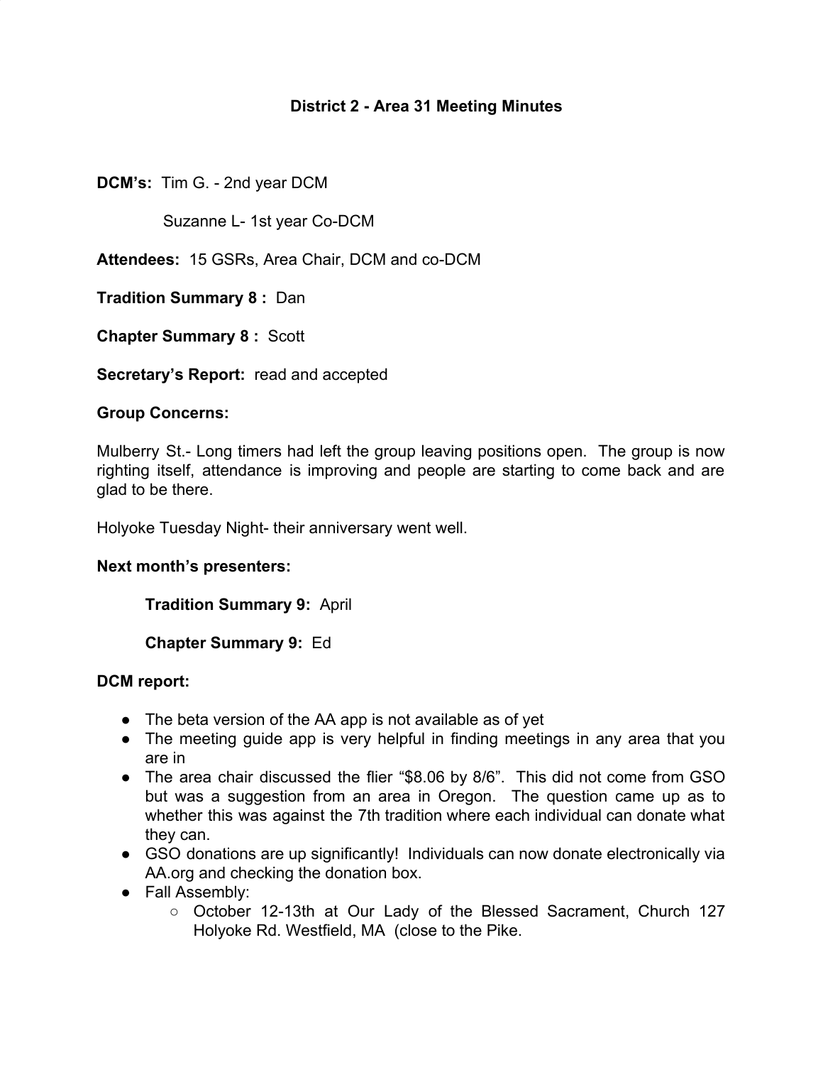# District 2 - Area 31 Meeting Minutes

**DCM's:** Tim G. - 2nd year DCM

Suzanne L- 1st year Co-DCM

**Attendees:** 15 GSRs, Area Chair, DCM and co-DCM

**Tradition Summary 8 :** Dan

**Chapter Summary 8 :** Scott

**Secretary's Report:** read and accepted

**Group Concerns:**

Mulberry St.- Long timers had left the group leaving positions open. The group is now righting itself, attendance is improving and people are starting to come back and are glad to be there.

Holyoke Tuesday Night- their anniversary went well.

**Next month's presenters:**

**Tradition Summary 9:** April

**Chapter Summary 9:** Ed

**DCM report:**

- The beta version of the AA app is not available as of yet
- The meeting guide app is very helpful in finding meetings in any area that you are in
- The area chair discussed the flier "$8.06 by 8/6". This did not come from GSO but was a suggestion from an area in Oregon. The question came up as to whether this was against the 7th tradition where each individual can donate what they can.
- GSO donations are up significantly! Individuals can now donate electronically via AA.org and checking the donation box.
- Fall Assembly:
  - October 12-13th at Our Lady of the Blessed Sacrament, Church 127 Holyoke Rd. Westfield, MA (close to the Pike.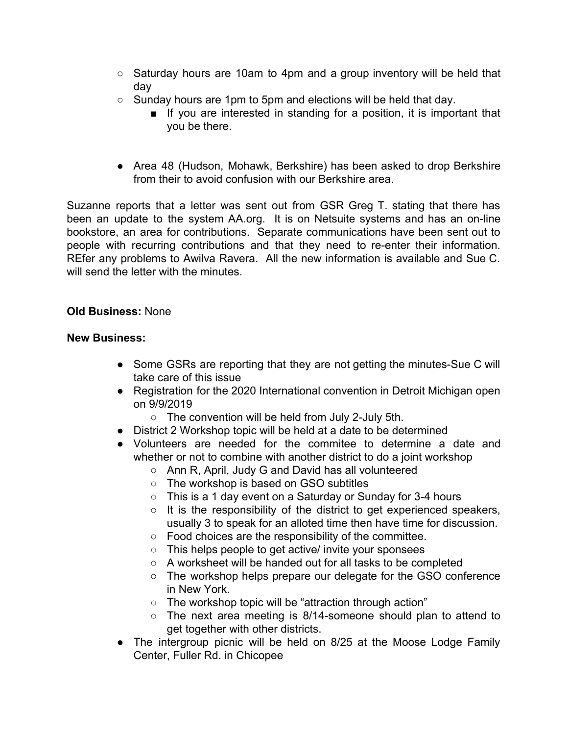- Saturday hours are 10am to 4pm and a group inventory will be held that day
  - Sunday hours are 1pm to 5pm and elections will be held that day.
    - If you are interested in standing for a position, it is important that you be there.

- Area 48 (Hudson, Mohawk, Berkshire) has been asked to drop Berkshire from their to avoid confusion with our Berkshire area.

Suzanne reports that a letter was sent out from GSR Greg T. stating that there has been an update to the system AA.org. It is on Netsuite systems and has an on-line bookstore, an area for contributions. Separate communications have been sent out to people with recurring contributions and that they need to re-enter their information. REfer any problems to Awilva Ravera. All the new information is available and Sue C. will send the letter with the minutes.

**Old Business:** None

**New Business:**

- Some GSRs are reporting that they are not getting the minutes-Sue C will take care of this issue
- Registration for the 2020 International convention in Detroit Michigan open on 9/9/2019
  - The convention will be held from July 2-July 5th.
- District 2 Workshop topic will be held at a date to be determined
- Volunteers are needed for the commitee to determine a date and whether or not to combine with another district to do a joint workshop
  - Ann R, April, Judy G and David has all volunteered
  - The workshop is based on GSO subtitles
  - This is a 1 day event on a Saturday or Sunday for 3-4 hours
  - It is the responsibility of the district to get experienced speakers, usually 3 to speak for an alloted time then have time for discussion.
  - Food choices are the responsibility of the committee.
  - This helps people to get active/ invite your sponsees
  - A worksheet will be handed out for all tasks to be completed
  - The workshop helps prepare our delegate for the GSO conference in New York.
  - The workshop topic will be "attraction through action"
  - The next area meeting is 8/14-someone should plan to attend to get together with other districts.
- The intergroup picnic will be held on 8/25 at the Moose Lodge Family Center, Fuller Rd. in Chicopee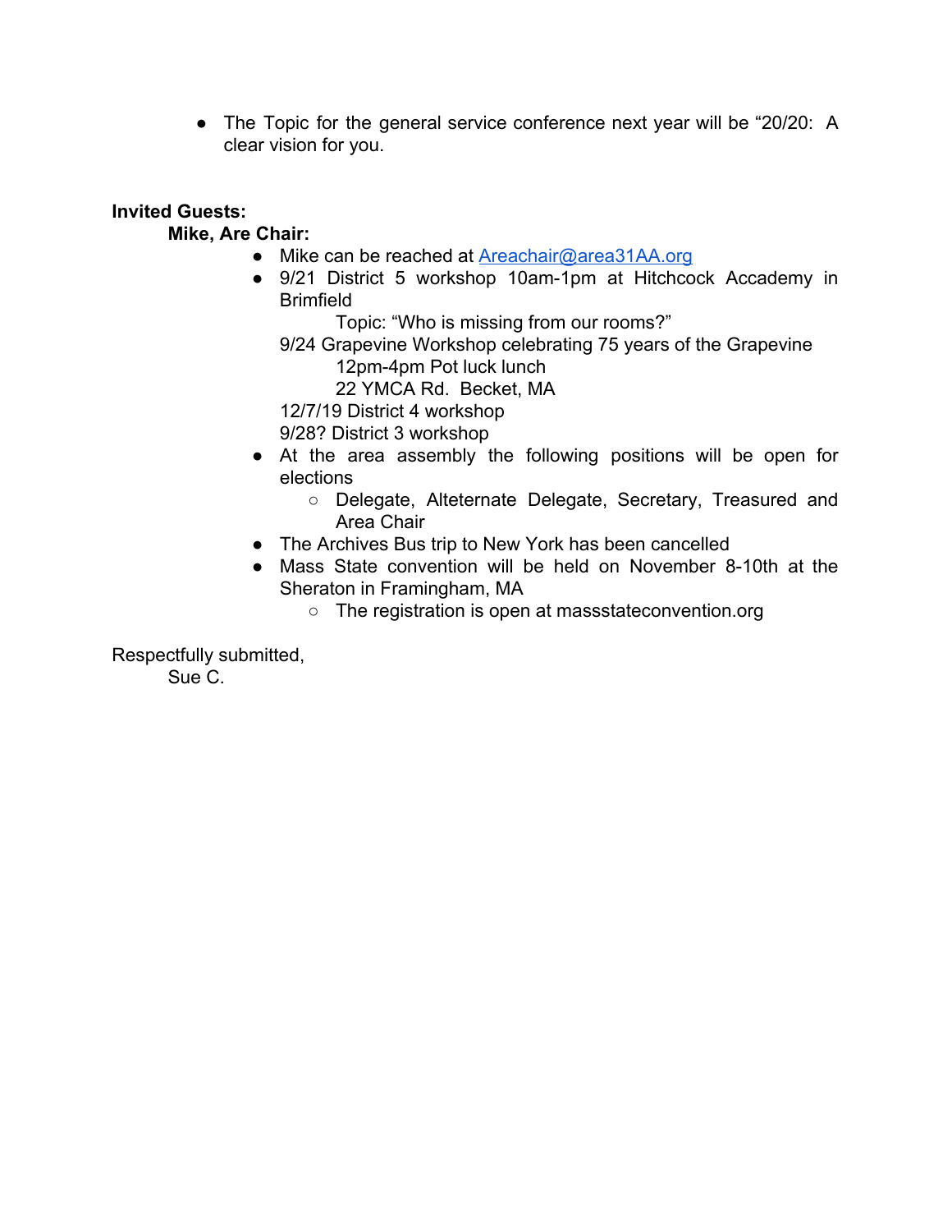- The Topic for the general service conference next year will be “20/20: A clear vision for you.

**Invited Guests:**

**Mike, Are Chair:**

- Mike can be reached at Areachair@area31AA.org
- 9/21 District 5 workshop 10am-1pm at Hitchcock Accademy in Brimfield
  Topic: “Who is missing from our rooms?”
  9/24 Grapevine Workshop celebrating 75 years of the Grapevine
  12pm-4pm Pot luck lunch
  22 YMCA Rd. Becket, MA
  12/7/19 District 4 workshop
  9/28? District 3 workshop
- At the area assembly the following positions will be open for elections
  - Delegate, Alteternate Delegate, Secretary, Treasured and Area Chair
- The Archives Bus trip to New York has been cancelled
- Mass State convention will be held on November 8-10th at the Sheraton in Framingham, MA
  - The registration is open at massstateconvention.org

Respectfully submitted,
Sue C.